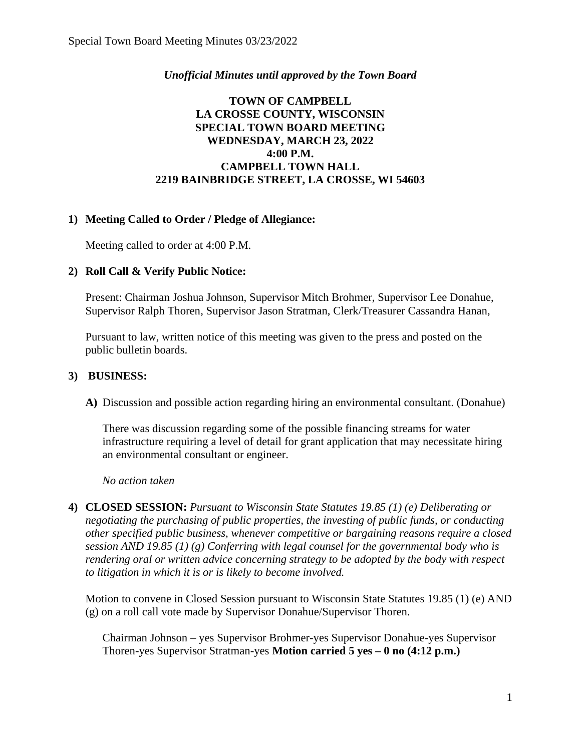*Unofficial Minutes until approved by the Town Board*

**TOWN OF CAMPBELL**
**LA CROSSE COUNTY, WISCONSIN**
**SPECIAL TOWN BOARD MEETING**
**WEDNESDAY, MARCH 23, 2022**
**4:00 P.M.**
**CAMPBELL TOWN HALL**
**2219 BAINBRIDGE STREET, LA CROSSE, WI 54603**

**1) Meeting Called to Order / Pledge of Allegiance:**

Meeting called to order at 4:00 P.M.

**2) Roll Call & Verify Public Notice:**

Present: Chairman Joshua Johnson, Supervisor Mitch Brohmer, Supervisor Lee Donahue, Supervisor Ralph Thoren, Supervisor Jason Stratman, Clerk/Treasurer Cassandra Hanan,

Pursuant to law, written notice of this meeting was given to the press and posted on the public bulletin boards.

**3) BUSINESS:**

**A)** Discussion and possible action regarding hiring an environmental consultant. (Donahue)

There was discussion regarding some of the possible financing streams for water infrastructure requiring a level of detail for grant application that may necessitate hiring an environmental consultant or engineer.

*No action taken*

**4) CLOSED SESSION:** *Pursuant to Wisconsin State Statutes 19.85 (1) (e) Deliberating or negotiating the purchasing of public properties, the investing of public funds, or conducting other specified public business, whenever competitive or bargaining reasons require a closed session AND 19.85 (1) (g) Conferring with legal counsel for the governmental body who is rendering oral or written advice concerning strategy to be adopted by the body with respect to litigation in which it is or is likely to become involved.*

Motion to convene in Closed Session pursuant to Wisconsin State Statutes 19.85 (1) (e) AND (g) on a roll call vote made by Supervisor Donahue/Supervisor Thoren.

Chairman Johnson – yes Supervisor Brohmer-yes Supervisor Donahue-yes Supervisor Thoren-yes Supervisor Stratman-yes **Motion carried 5 yes – 0 no (4:12 p.m.)**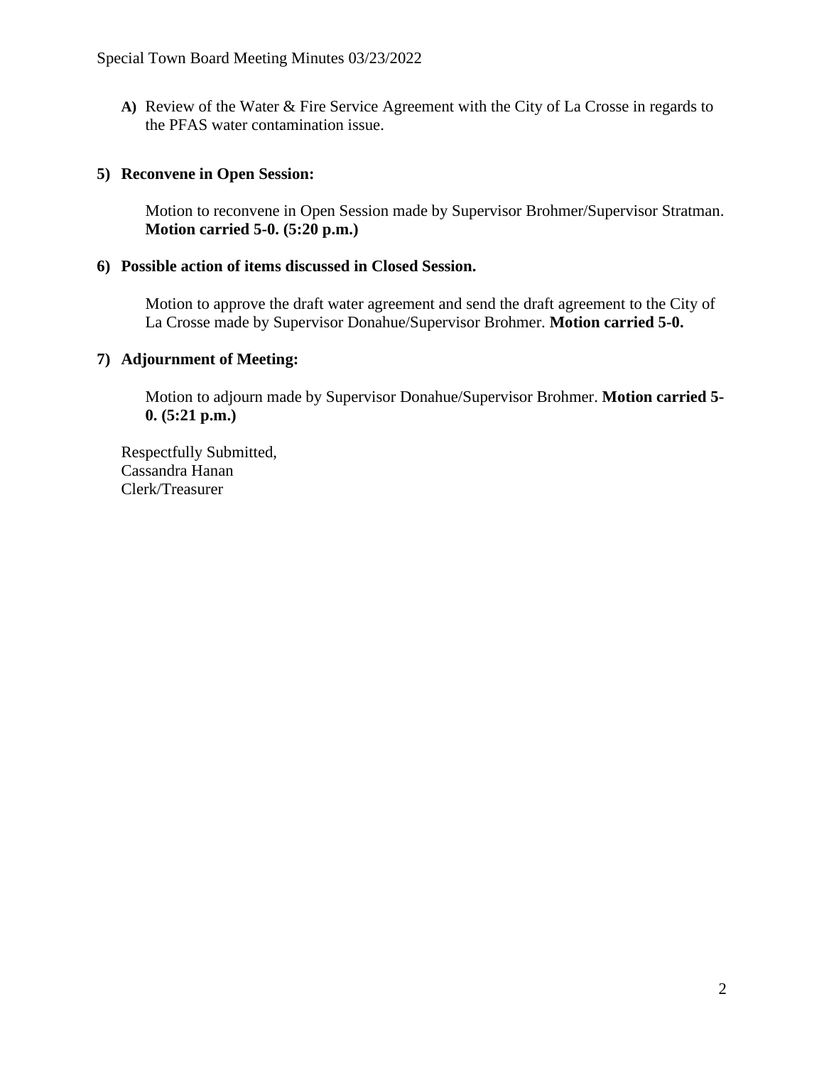**A)** Review of the Water & Fire Service Agreement with the City of La Crosse in regards to the PFAS water contamination issue.

**5) Reconvene in Open Session:**

Motion to reconvene in Open Session made by Supervisor Brohmer/Supervisor Stratman. **Motion carried 5-0. (5:20 p.m.)**

**6) Possible action of items discussed in Closed Session.**

Motion to approve the draft water agreement and send the draft agreement to the City of La Crosse made by Supervisor Donahue/Supervisor Brohmer. **Motion carried 5-0.**

**7) Adjournment of Meeting:**

Motion to adjourn made by Supervisor Donahue/Supervisor Brohmer. **Motion carried 5-0. (5:21 p.m.)**

Respectfully Submitted,
Cassandra Hanan
Clerk/Treasurer